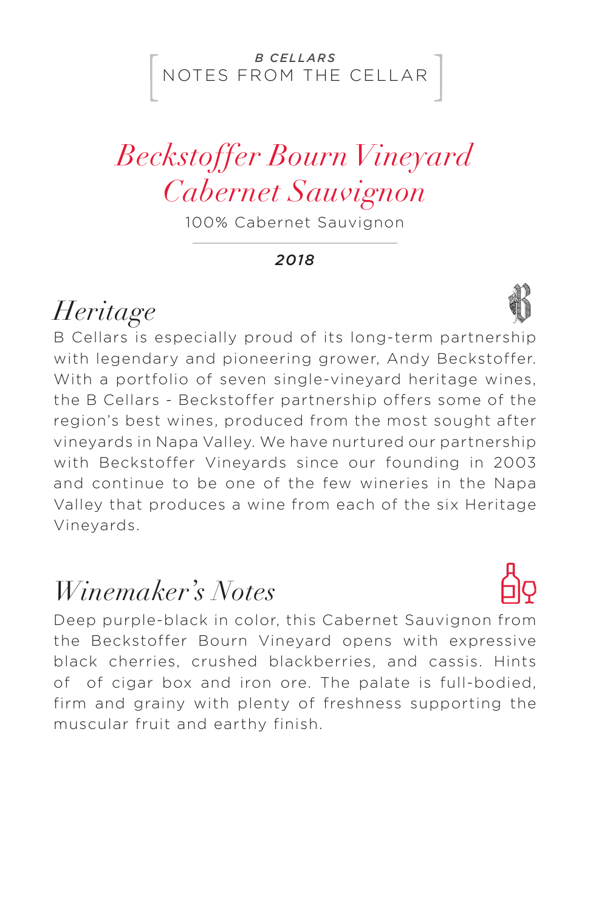***B CELLARS***

NOTES FROM THE CELLAR

# *Beckstoffer Bourn Vineyard Cabernet Sauvignon*

100% Cabernet Sauvignon

***2018***

## *Heritage*

B Cellars is especially proud of its long-term partnership with legendary and pioneering grower, Andy Beckstoffer. With a portfolio of seven single-vineyard heritage wines, the B Cellars - Beckstoffer partnership offers some of the region's best wines, produced from the most sought after vineyards in Napa Valley. We have nurtured our partnership with Beckstoffer Vineyards since our founding in 2003 and continue to be one of the few wineries in the Napa Valley that produces a wine from each of the six Heritage Vineyards.

## *Winemaker's Notes*

Deep purple-black in color, this Cabernet Sauvignon from the Beckstoffer Bourn Vineyard opens with expressive black cherries, crushed blackberries, and cassis. Hints of  of cigar box and iron ore. The palate is full-bodied, firm and grainy with plenty of freshness supporting the muscular fruit and earthy finish.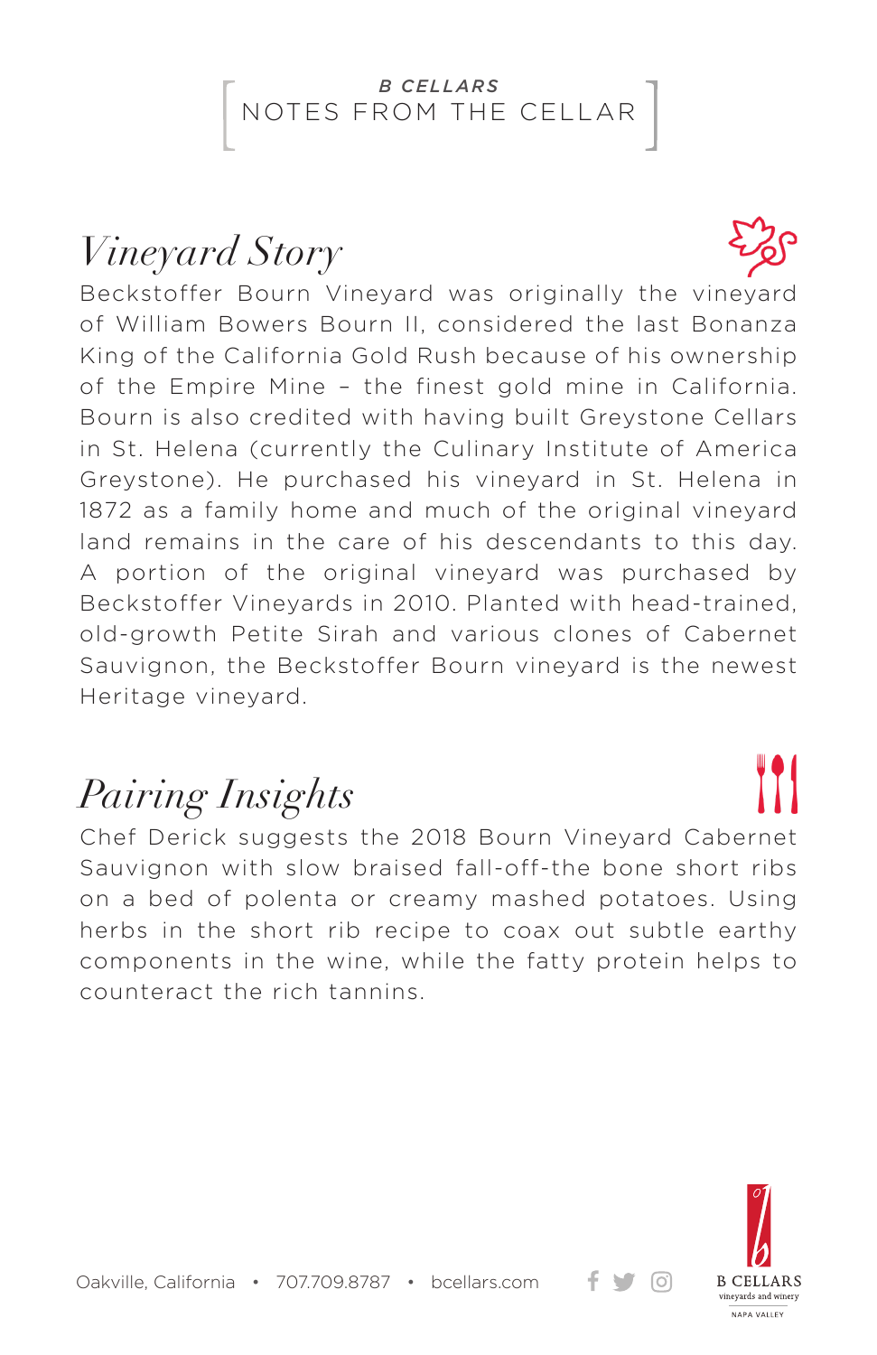B CELLARS
NOTES FROM THE CELLAR

## *Vineyard Story*

Beckstoffer Bourn Vineyard was originally the vineyard of William Bowers Bourn II, considered the last Bonanza King of the California Gold Rush because of his ownership of the Empire Mine – the finest gold mine in California. Bourn is also credited with having built Greystone Cellars in St. Helena (currently the Culinary Institute of America Greystone). He purchased his vineyard in St. Helena in 1872 as a family home and much of the original vineyard land remains in the care of his descendants to this day. A portion of the original vineyard was purchased by Beckstoffer Vineyards in 2010. Planted with head-trained, old-growth Petite Sirah and various clones of Cabernet Sauvignon, the Beckstoffer Bourn vineyard is the newest Heritage vineyard.

## *Pairing Insights*

Chef Derick suggests the 2018 Bourn Vineyard Cabernet Sauvignon with slow braised fall-off-the bone short ribs on a bed of polenta or creamy mashed potatoes. Using herbs in the short rib recipe to coax out subtle earthy components in the wine, while the fatty protein helps to counteract the rich tannins.

Oakville, California • 707.709.8787 • bcellars.com

B CELLARS
vineyards and winery
NAPA VALLEY